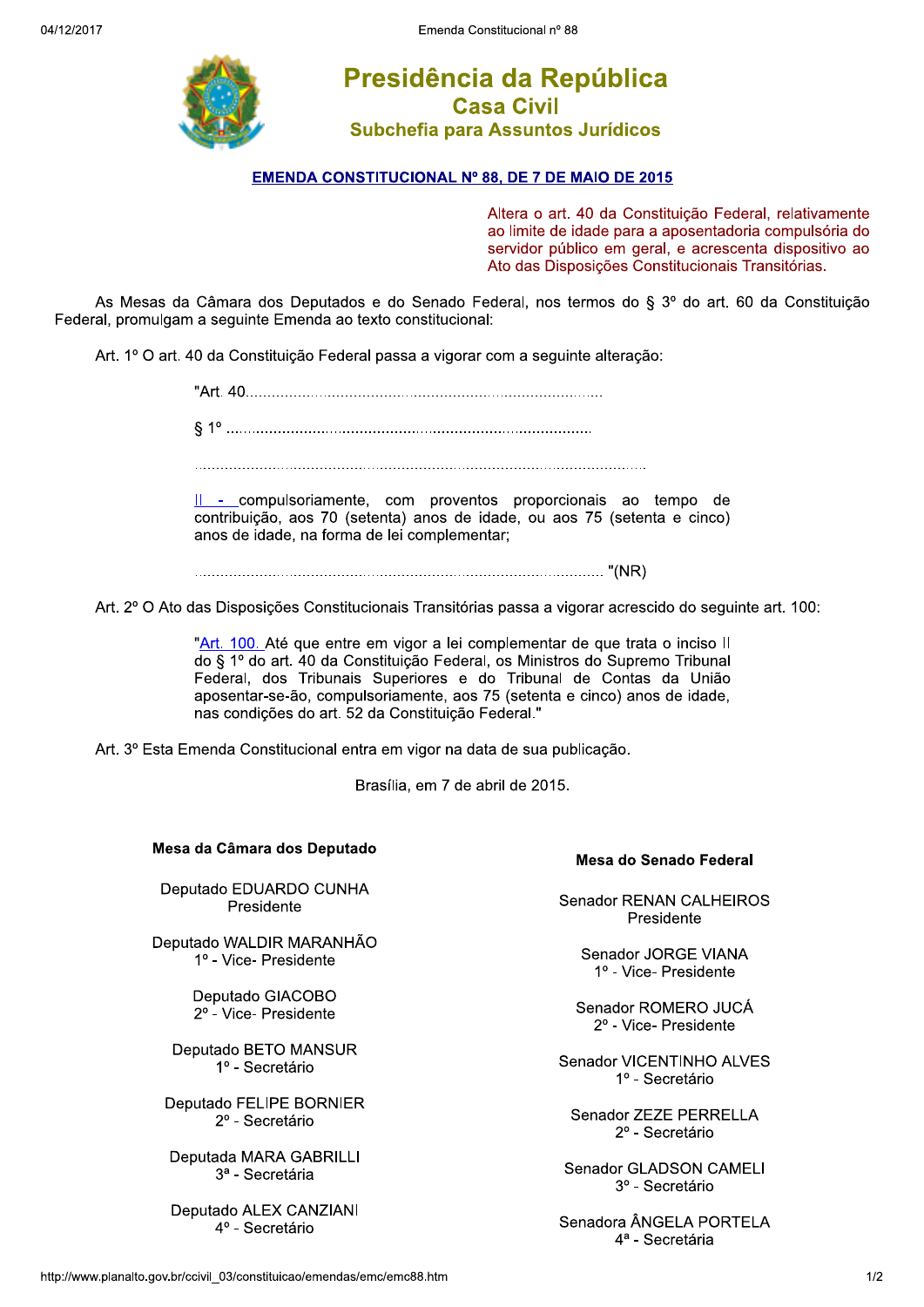# Presidência da República
## Casa Civil
### Subchefia para Assuntos Jurídicos

**EMENDA CONSTITUCIONAL Nº 88, DE 7 DE MAIO DE 2015**

Altera o art. 40 da Constituição Federal, relativamente ao limite de idade para a aposentadoria compulsória do servidor público em geral, e acrescenta dispositivo ao Ato das Disposições Constitucionais Transitórias.

As Mesas da Câmara dos Deputados e do Senado Federal, nos termos do § 3º do art. 60 da Constituição Federal, promulgam a seguinte Emenda ao texto constitucional:

Art. 1º O art. 40 da Constituição Federal passa a vigorar com a seguinte alteração:

> "Art. 40.................................................................................
>
> § 1º ....................................................................................
>
> ..........................................................................................................
>
> II - compulsoriamente, com proventos proporcionais ao tempo de contribuição, aos 70 (setenta) anos de idade, ou aos 75 (setenta e cinco) anos de idade, na forma de lei complementar;
>
> ............................................................................................ "(NR)

Art. 2º O Ato das Disposições Constitucionais Transitórias passa a vigorar acrescido do seguinte art. 100:

> "Art. 100. Até que entre em vigor a lei complementar de que trata o inciso II do § 1º do art. 40 da Constituição Federal, os Ministros do Supremo Tribunal Federal, dos Tribunais Superiores e do Tribunal de Contas da União aposentar-se-ão, compulsoriamente, aos 75 (setenta e cinco) anos de idade, nas condições do art. 52 da Constituição Federal."

Art. 3º Esta Emenda Constitucional entra em vigor na data de sua publicação.

Brasília, em 7 de abril de 2015.

**Mesa da Câmara dos Deputado**

Deputado EDUARDO CUNHA
Presidente

Deputado WALDIR MARANHÃO
1º - Vice- Presidente

Deputado GIACOBO
2º - Vice- Presidente

Deputado BETO MANSUR
1º - Secretário

Deputado FELIPE BORNIER
2º - Secretário

Deputada MARA GABRILLI
3ª - Secretária

Deputado ALEX CANZIANI
4º - Secretário

**Mesa do Senado Federal**

Senador RENAN CALHEIROS
Presidente

Senador JORGE VIANA
1º - Vice- Presidente

Senador ROMERO JUCÁ
2º - Vice- Presidente

Senador VICENTINHO ALVES
1º - Secretário

Senador ZEZE PERRELLA
2º - Secretário

Senador GLADSON CAMELI
3º - Secretário

Senadora ÂNGELA PORTELA
4ª - Secretária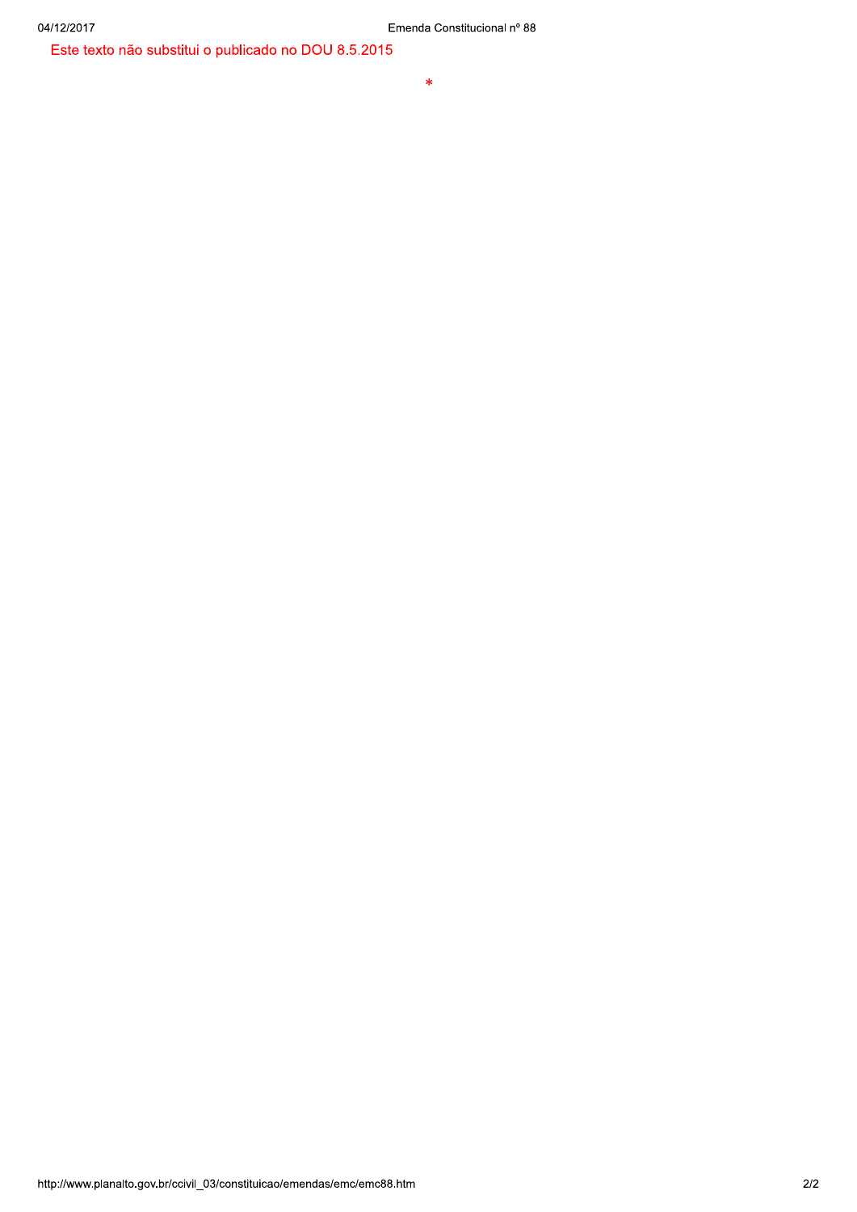Este texto não substitui o publicado no DOU 8.5.2015

*